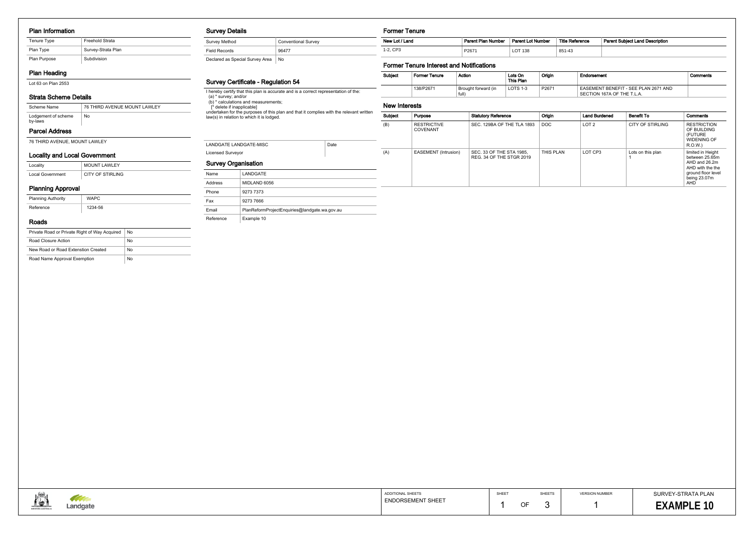## Plan Information

| Tenure Type | Freehold Strata |
|---|---|
| Plan Type | Survey-Strata Plan |
| Plan Purpose | Subdivision |

## Plan Heading

Lot 63 on Plan 2553

## Strata Scheme Details

| Scheme Name | 76 THIRD AVENUE MOUNT LAWLEY |
|---|---|
| Lodgement of scheme by-laws | No |

## Parcel Address

76 THIRD AVENUE, MOUNT LAWLEY

## Locality and Local Government

| Locality | MOUNT LAWLEY |
|---|---|
| Local Government | CITY OF STIRLING |

## Planning Approval

| Planning Authority | WAPC |
|---|---|
| Reference | 1234-56 |

## Roads

| Private Road or Private Right of Way Acquired | No |
|---|---|
| Road Closure Action | No |
| New Road or Road Extenstion Created | No |
| Road Name Approval Exemption | No |

## Survey Details

| Survey Method | Conventional Survey |
|---|---|
| Field Records | 96477 |
| Declared as Special Survey Area | No |

## Survey Certificate - Regulation 54

I hereby certify that this plan is accurate and is a correct representation of the:
(a) * survey; and/or
(b) * calculations and measurements;
[* delete if inapplicable]
undertaken for the purposes of this plan and that it complies with the relevant written law(s) in relation to which it is lodged.

| LANDGATE LANDGATE-MISC | Date |
|---|---|
| Licensed Surveyor | |

## Survey Organisation

| Name | LANDGATE |
|---|---|
| Address | MIDLAND 6056 |
| Phone | 9273 7373 |
| Fax | 9273 7666 |
| Email | PlanReformProjectEnquiries@landgate.wa.gov.au |
| Reference | Example 10 |

## Former Tenure

| New Lot / Land | Parent Plan Number | Parent Lot Number | Title Reference | Parent Subject Land Description |
|---|---|---|---|---|
| 1-2, CP3 | P2671 | LOT 138 | 851-43 | |

## Former Tenure Interest and Notifications

| Subject | Former Tenure | Action | Lots On This Plan | Origin | Endorsement | Comments |
|---|---|---|---|---|---|---|
| | 138/P2671 | Brought forward (in full) | LOTS 1-3 | P2671 | EASEMENT BENEFIT - SEE PLAN 2671 AND SECTION 167A OF THE T.L.A. | |

## New Interests

| Subject | Purpose | Statutory Reference | Origin | Land Burdened | Benefit To | Comments |
|---|---|---|---|---|---|---|
| (B) | RESTRICTIVE COVENANT | SEC. 129BA OF THE TLA 1893 | DOC | LOT 2 | CITY OF STIRLING | RESTRICTION OF BUILDING (FUTURE WIDENING OF R.O.W.) |
| (A) | EASEMENT (Intrusion) | SEC. 33 OF THE STA 1985, REG. 34 OF THE STGR 2019 | THIS PLAN | LOT CP3 | Lots on this plan 1 | limited in Height between 25.65m AHD and 26.2m AHD with the the ground floor level being 23.07m AHD |

| ADDITIONAL SHEETS | SHEET | SHEETS | VERSION NUMBER | SURVEY-STRATA PLAN |
|---|---|---|---|---|
| ENDORSEMENT SHEET | 1 OF | 3 | 1 | **EXAMPLE 10** |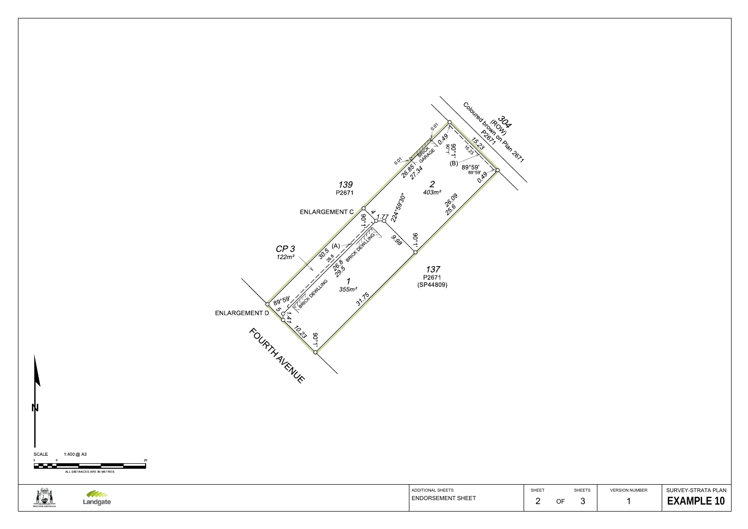304
(ROW)
Coloured brown on Plan 2671
P2671

139
P2671

ENLARGEMENT C

CP 3
122m²

2
403m²

1
355m²

137
P2671
(SP44809)

ENLARGEMENT D

FOURTH AVENUE

0.01
0.01
BRICK GARAGE
0.49
90°1'
90°1'
15.23
15.23
(B)
89°59'
89°59'
0.49
26.85
27.34
224°59'30"
26.09
25.6
4
90°1'
1.77
9.98
90°1'
30.5 (A)
26.8
26.8
29.5
BRICK DEWLLING
BRICK DEWLLING
89°59'
5
1.41
10.23
90°1'
31.75

N

SCALE 1:400 @ A3

0 20

ALL DISTANCES ARE IN METRES

Landgate

WESTERN AUSTRALIA

| ADDITIONAL SHEETS | SHEET | | SHEETS | VERSION NUMBER | SURVEY-STRATA PLAN |
|---|---|---|---|---|---|
| ENDORSEMENT SHEET | 2 | OF | 3 | 1 | **EXAMPLE 10** |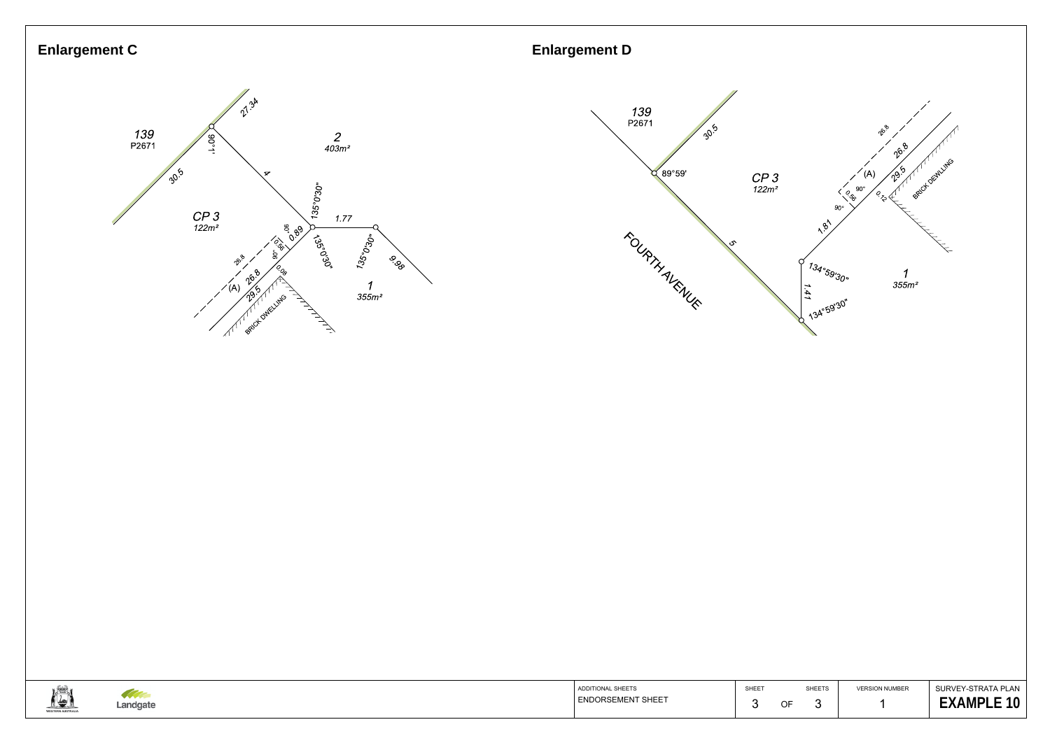## Enlargement C

139
P2671

27.34

90°1'

2
403m²

30.5

4

135°0'30"

1.77

CP 3
122m²

90°
0.89

0.56

135°0'30"

135°0'30"

9.98

26.8

90°

0.08

(A) 26.8

29.5

1
355m²

BRICK DWELLING

## Enlargement D

139
P2671

30.5

89°59'

CP 3
122m²

26.8

26.8

(A)

29.5

0.56

90°

90°

0.12

BRICK DWELLING

1.81

FOURTH AVENUE

5

134°59'30"

1
355m²

1.41

134°59'30"

| ADDITIONAL SHEETS | SHEET | | SHEETS | VERSION NUMBER | SURVEY-STRATA PLAN |
|---|---|---|---|---|---|
| ENDORSEMENT SHEET | 3 | OF | 3 | 1 | **EXAMPLE 10** |